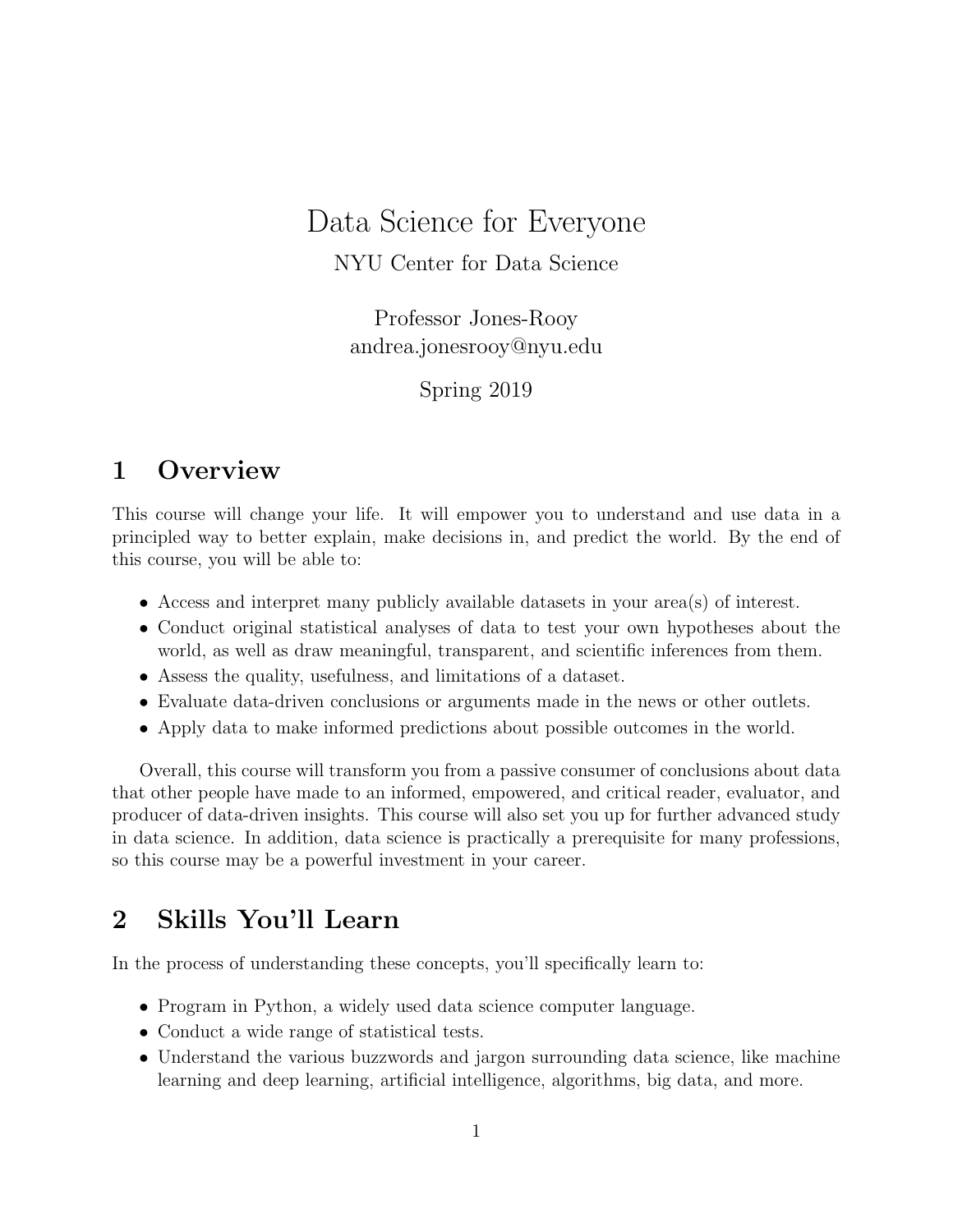# Data Science for Everyone

NYU Center for Data Science

Professor Jones-Rooy
andrea.jonesrooy@nyu.edu

Spring 2019

## 1 Overview

This course will change your life. It will empower you to understand and use data in a principled way to better explain, make decisions in, and predict the world. By the end of this course, you will be able to:

- Access and interpret many publicly available datasets in your area(s) of interest.
- Conduct original statistical analyses of data to test your own hypotheses about the world, as well as draw meaningful, transparent, and scientific inferences from them.
- Assess the quality, usefulness, and limitations of a dataset.
- Evaluate data-driven conclusions or arguments made in the news or other outlets.
- Apply data to make informed predictions about possible outcomes in the world.

Overall, this course will transform you from a passive consumer of conclusions about data that other people have made to an informed, empowered, and critical reader, evaluator, and producer of data-driven insights. This course will also set you up for further advanced study in data science. In addition, data science is practically a prerequisite for many professions, so this course may be a powerful investment in your career.

## 2 Skills You'll Learn

In the process of understanding these concepts, you'll specifically learn to:

- Program in Python, a widely used data science computer language.
- Conduct a wide range of statistical tests.
- Understand the various buzzwords and jargon surrounding data science, like machine learning and deep learning, artificial intelligence, algorithms, big data, and more.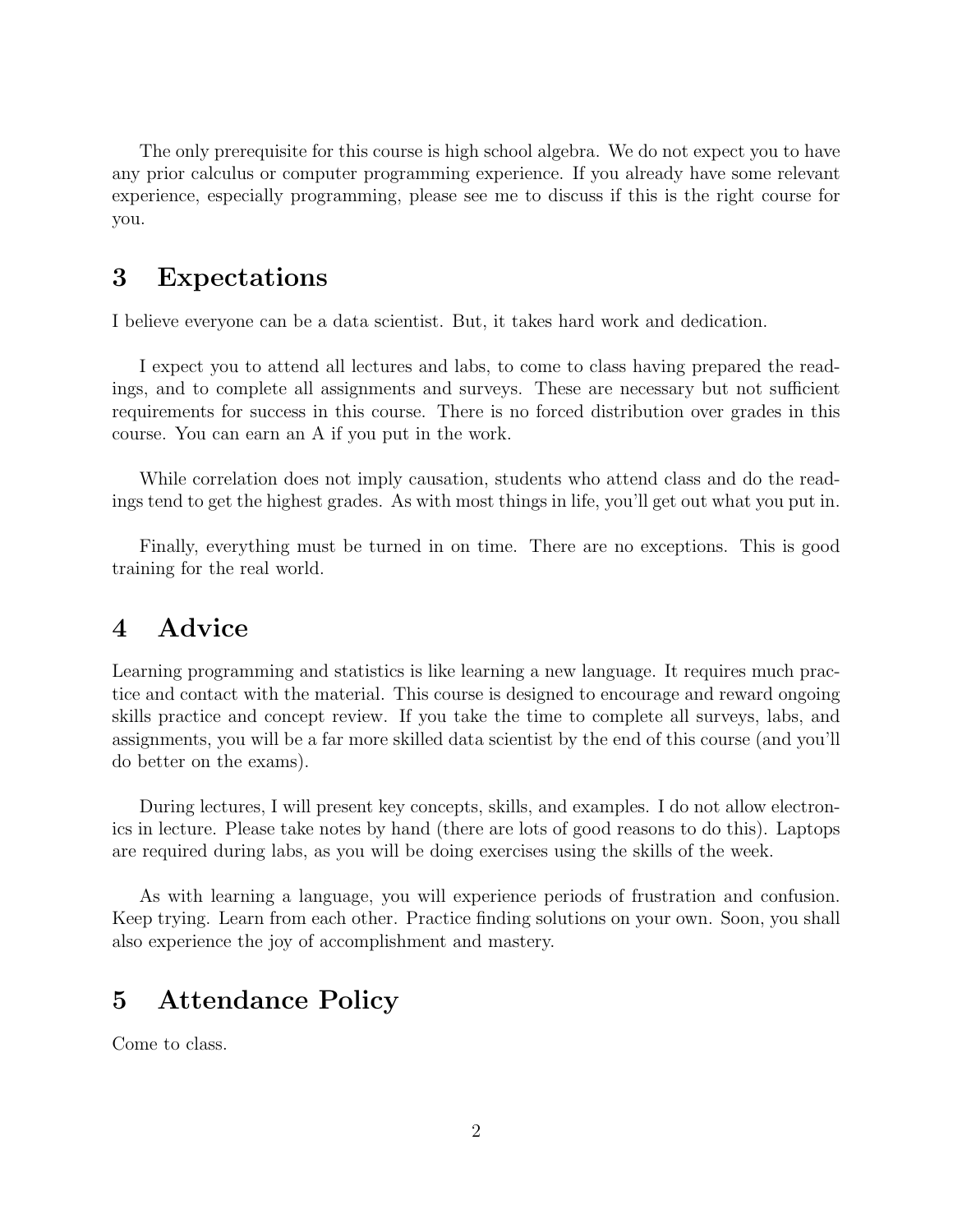The only prerequisite for this course is high school algebra. We do not expect you to have any prior calculus or computer programming experience. If you already have some relevant experience, especially programming, please see me to discuss if this is the right course for you.

## 3 Expectations

I believe everyone can be a data scientist. But, it takes hard work and dedication.

I expect you to attend all lectures and labs, to come to class having prepared the readings, and to complete all assignments and surveys. These are necessary but not sufficient requirements for success in this course. There is no forced distribution over grades in this course. You can earn an A if you put in the work.

While correlation does not imply causation, students who attend class and do the readings tend to get the highest grades. As with most things in life, you'll get out what you put in.

Finally, everything must be turned in on time. There are no exceptions. This is good training for the real world.

## 4 Advice

Learning programming and statistics is like learning a new language. It requires much practice and contact with the material. This course is designed to encourage and reward ongoing skills practice and concept review. If you take the time to complete all surveys, labs, and assignments, you will be a far more skilled data scientist by the end of this course (and you'll do better on the exams).

During lectures, I will present key concepts, skills, and examples. I do not allow electronics in lecture. Please take notes by hand (there are lots of good reasons to do this). Laptops are required during labs, as you will be doing exercises using the skills of the week.

As with learning a language, you will experience periods of frustration and confusion. Keep trying. Learn from each other. Practice finding solutions on your own. Soon, you shall also experience the joy of accomplishment and mastery.

## 5 Attendance Policy

Come to class.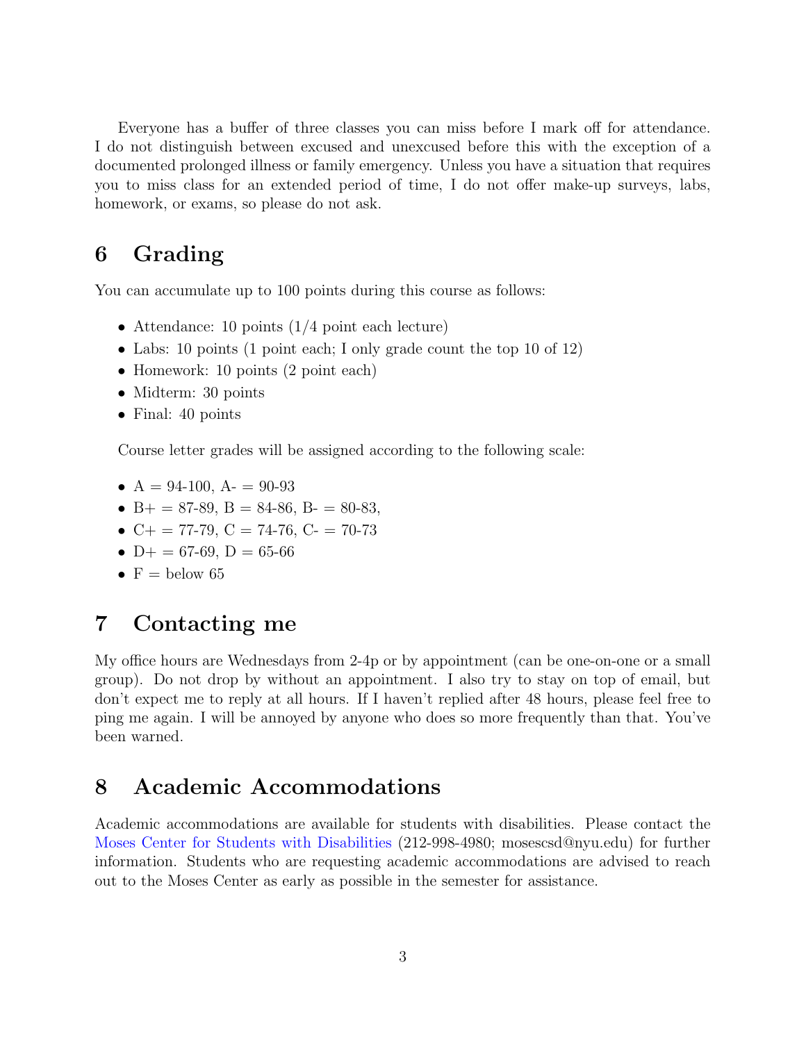Everyone has a buffer of three classes you can miss before I mark off for attendance. I do not distinguish between excused and unexcused before this with the exception of a documented prolonged illness or family emergency. Unless you have a situation that requires you to miss class for an extended period of time, I do not offer make-up surveys, labs, homework, or exams, so please do not ask.

## 6 Grading

You can accumulate up to 100 points during this course as follows:

- Attendance: 10 points (1/4 point each lecture)
- Labs: 10 points (1 point each; I only grade count the top 10 of 12)
- Homework: 10 points (2 point each)
- Midterm: 30 points
- Final: 40 points

Course letter grades will be assigned according to the following scale:

- A = 94-100, A- = 90-93
- B+ = 87-89, B = 84-86, B- = 80-83,
- C+ = 77-79, C = 74-76, C- = 70-73
- D+ = 67-69, D = 65-66
- F = below 65

## 7 Contacting me

My office hours are Wednesdays from 2-4p or by appointment (can be one-on-one or a small group). Do not drop by without an appointment. I also try to stay on top of email, but don't expect me to reply at all hours. If I haven't replied after 48 hours, please feel free to ping me again. I will be annoyed by anyone who does so more frequently than that. You've been warned.

## 8 Academic Accommodations

Academic accommodations are available for students with disabilities. Please contact the Moses Center for Students with Disabilities (212-998-4980; mosescsd@nyu.edu) for further information. Students who are requesting academic accommodations are advised to reach out to the Moses Center as early as possible in the semester for assistance.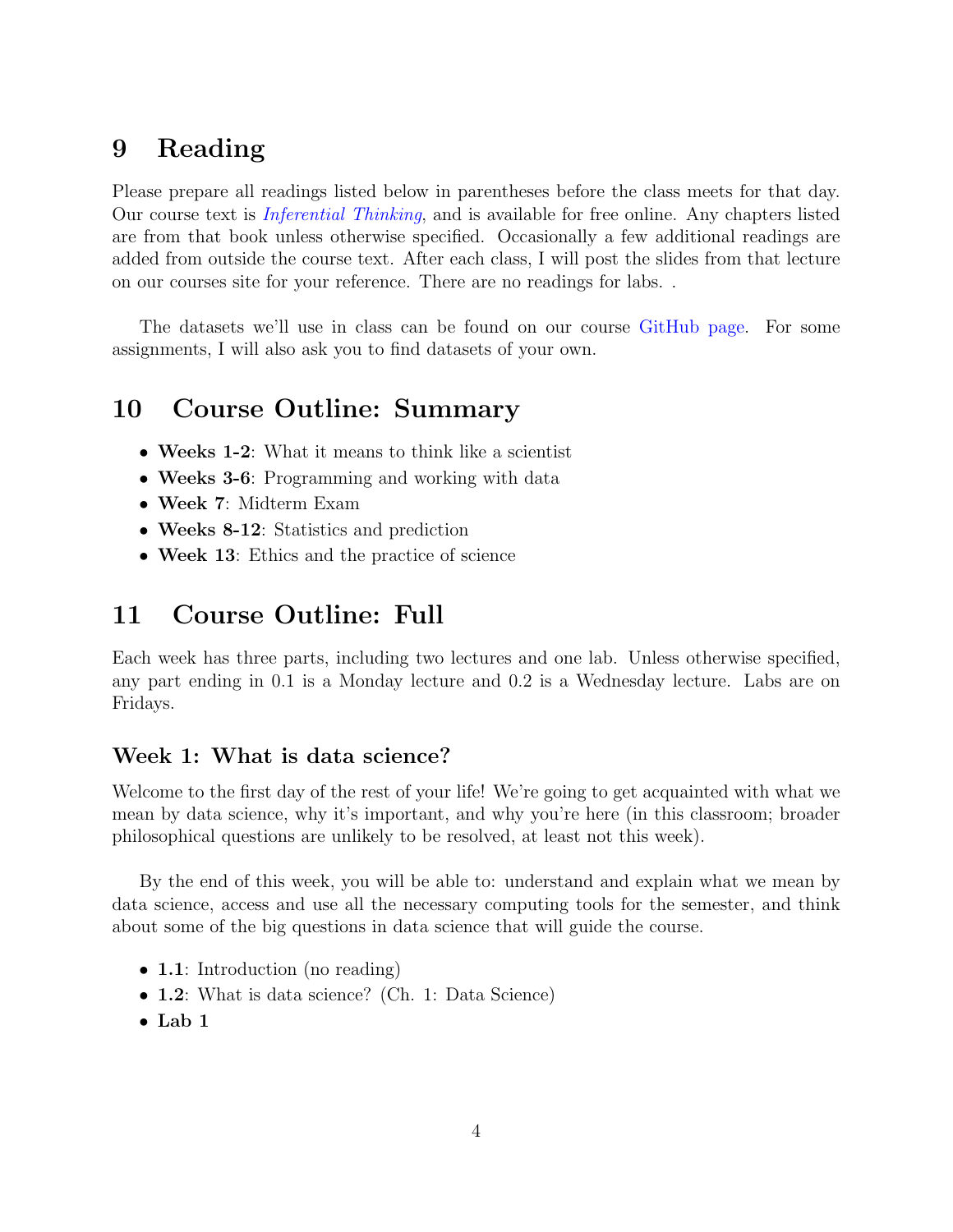## 9 Reading

Please prepare all readings listed below in parentheses before the class meets for that day. Our course text is *Inferential Thinking*, and is available for free online. Any chapters listed are from that book unless otherwise specified. Occasionally a few additional readings are added from outside the course text. After each class, I will post the slides from that lecture on our courses site for your reference. There are no readings for labs. .

The datasets we'll use in class can be found on our course GitHub page. For some assignments, I will also ask you to find datasets of your own.

## 10 Course Outline: Summary

- **Weeks 1-2**: What it means to think like a scientist
- **Weeks 3-6**: Programming and working with data
- **Week 7**: Midterm Exam
- **Weeks 8-12**: Statistics and prediction
- **Week 13**: Ethics and the practice of science

## 11 Course Outline: Full

Each week has three parts, including two lectures and one lab. Unless otherwise specified, any part ending in 0.1 is a Monday lecture and 0.2 is a Wednesday lecture. Labs are on Fridays.

### Week 1: What is data science?

Welcome to the first day of the rest of your life! We're going to get acquainted with what we mean by data science, why it's important, and why you're here (in this classroom; broader philosophical questions are unlikely to be resolved, at least not this week).

By the end of this week, you will be able to: understand and explain what we mean by data science, access and use all the necessary computing tools for the semester, and think about some of the big questions in data science that will guide the course.

- **1.1**: Introduction (no reading)
- **1.2**: What is data science? (Ch. 1: Data Science)
- **Lab 1**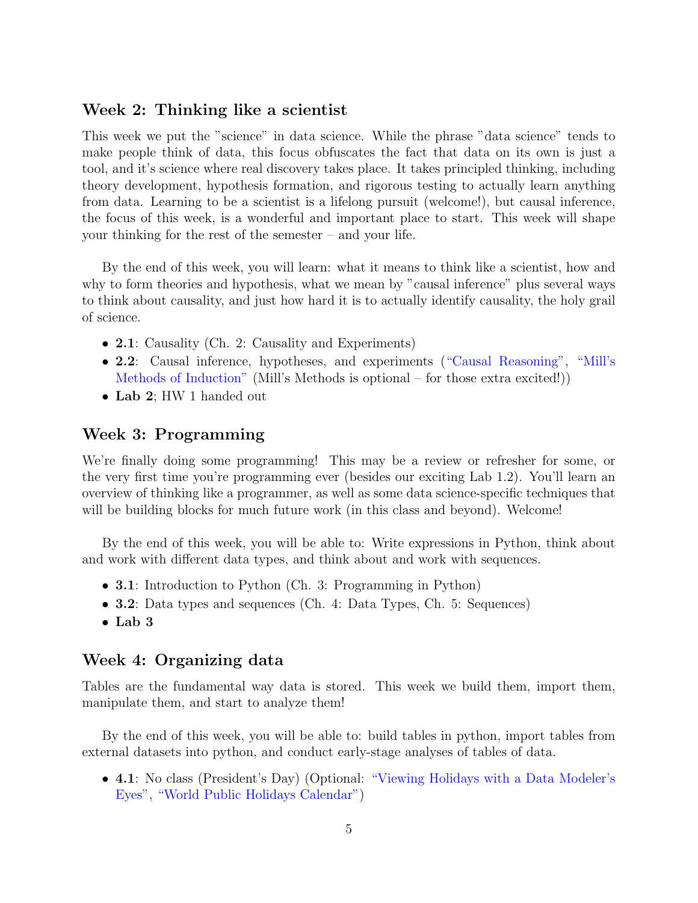## Week 2: Thinking like a scientist

This week we put the "science" in data science. While the phrase "data science" tends to make people think of data, this focus obfuscates the fact that data on its own is just a tool, and it's science where real discovery takes place. It takes principled thinking, including theory development, hypothesis formation, and rigorous testing to actually learn anything from data. Learning to be a scientist is a lifelong pursuit (welcome!), but causal inference, the focus of this week, is a wonderful and important place to start. This week will shape your thinking for the rest of the semester – and your life.

By the end of this week, you will learn: what it means to think like a scientist, how and why to form theories and hypothesis, what we mean by "causal inference" plus several ways to think about causality, and just how hard it is to actually identify causality, the holy grail of science.

- **2.1**: Causality (Ch. 2: Causality and Experiments)
- **2.2**: Causal inference, hypotheses, and experiments ("Causal Reasoning", "Mill's Methods of Induction" (Mill's Methods is optional – for those extra excited!))
- **Lab 2**; HW 1 handed out

## Week 3: Programming

We're finally doing some programming! This may be a review or refresher for some, or the very first time you're programming ever (besides our exciting Lab 1.2). You'll learn an overview of thinking like a programmer, as well as some data science-specific techniques that will be building blocks for much future work (in this class and beyond). Welcome!

By the end of this week, you will be able to: Write expressions in Python, think about and work with different data types, and think about and work with sequences.

- **3.1**: Introduction to Python (Ch. 3: Programming in Python)
- **3.2**: Data types and sequences (Ch. 4: Data Types, Ch. 5: Sequences)
- **Lab 3**

## Week 4: Organizing data

Tables are the fundamental way data is stored. This week we build them, import them, manipulate them, and start to analyze them!

By the end of this week, you will be able to: build tables in python, import tables from external datasets into python, and conduct early-stage analyses of tables of data.

- **4.1**: No class (President's Day) (Optional: "Viewing Holidays with a Data Modeler's Eyes", "World Public Holidays Calendar")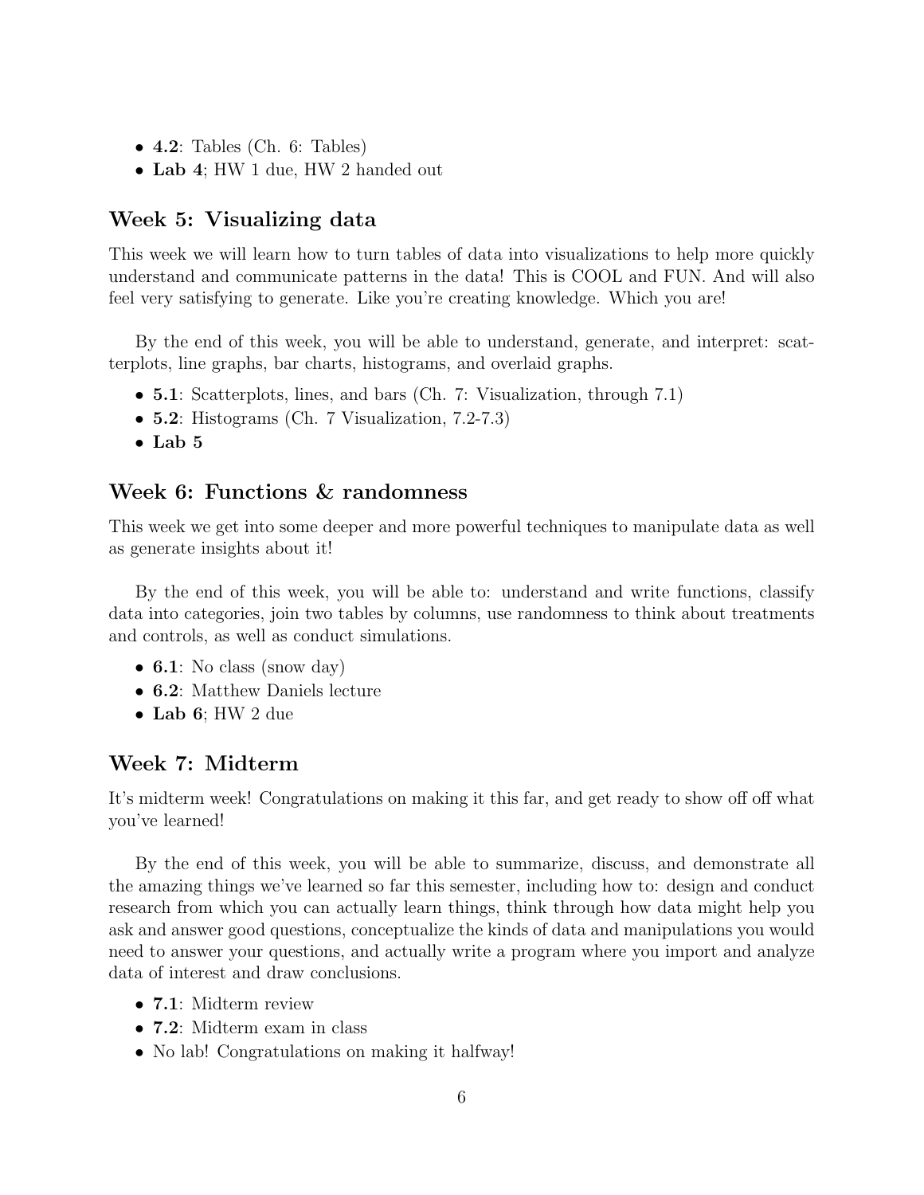- **4.2**: Tables (Ch. 6: Tables)
- **Lab 4**; HW 1 due, HW 2 handed out

## Week 5: Visualizing data

This week we will learn how to turn tables of data into visualizations to help more quickly understand and communicate patterns in the data! This is COOL and FUN. And will also feel very satisfying to generate. Like you're creating knowledge. Which you are!

By the end of this week, you will be able to understand, generate, and interpret: scatterplots, line graphs, bar charts, histograms, and overlaid graphs.

- **5.1**: Scatterplots, lines, and bars (Ch. 7: Visualization, through 7.1)
- **5.2**: Histograms (Ch. 7 Visualization, 7.2-7.3)
- **Lab 5**

## Week 6: Functions & randomness

This week we get into some deeper and more powerful techniques to manipulate data as well as generate insights about it!

By the end of this week, you will be able to: understand and write functions, classify data into categories, join two tables by columns, use randomness to think about treatments and controls, as well as conduct simulations.

- **6.1**: No class (snow day)
- **6.2**: Matthew Daniels lecture
- **Lab 6**; HW 2 due

## Week 7: Midterm

It's midterm week! Congratulations on making it this far, and get ready to show off off what you've learned!

By the end of this week, you will be able to summarize, discuss, and demonstrate all the amazing things we've learned so far this semester, including how to: design and conduct research from which you can actually learn things, think through how data might help you ask and answer good questions, conceptualize the kinds of data and manipulations you would need to answer your questions, and actually write a program where you import and analyze data of interest and draw conclusions.

- **7.1**: Midterm review
- **7.2**: Midterm exam in class
- No lab! Congratulations on making it halfway!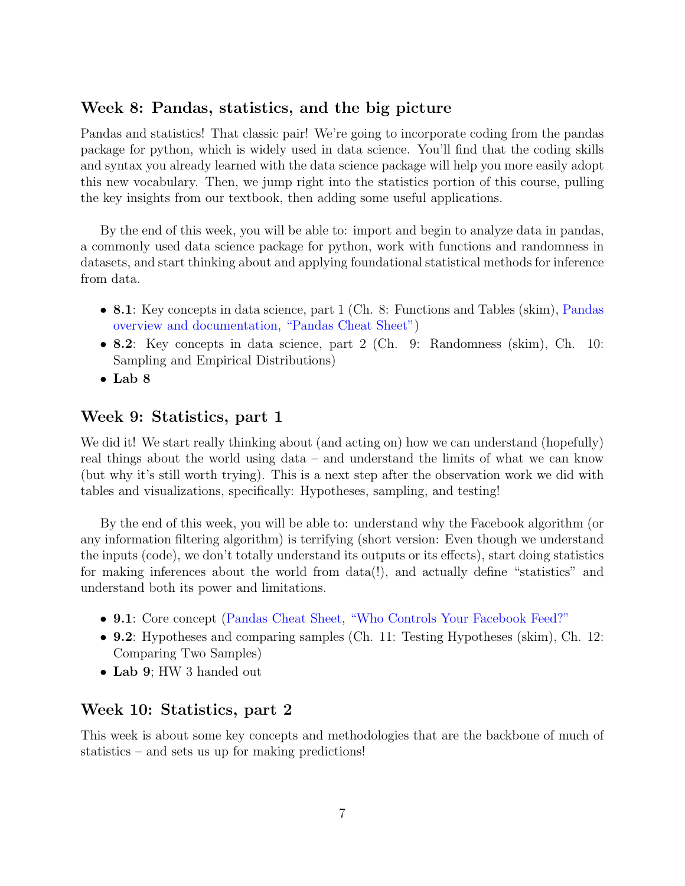## Week 8: Pandas, statistics, and the big picture

Pandas and statistics! That classic pair! We're going to incorporate coding from the pandas package for python, which is widely used in data science. You'll find that the coding skills and syntax you already learned with the data science package will help you more easily adopt this new vocabulary. Then, we jump right into the statistics portion of this course, pulling the key insights from our textbook, then adding some useful applications.

By the end of this week, you will be able to: import and begin to analyze data in pandas, a commonly used data science package for python, work with functions and randomness in datasets, and start thinking about and applying foundational statistical methods for inference from data.

- **8.1**: Key concepts in data science, part 1 (Ch. 8: Functions and Tables (skim), Pandas overview and documentation, "Pandas Cheat Sheet")
- **8.2**: Key concepts in data science, part 2 (Ch. 9: Randomness (skim), Ch. 10: Sampling and Empirical Distributions)
- **Lab 8**

## Week 9: Statistics, part 1

We did it! We start really thinking about (and acting on) how we can understand (hopefully) real things about the world using data – and understand the limits of what we can know (but why it's still worth trying). This is a next step after the observation work we did with tables and visualizations, specifically: Hypotheses, sampling, and testing!

By the end of this week, you will be able to: understand why the Facebook algorithm (or any information filtering algorithm) is terrifying (short version: Even though we understand the inputs (code), we don't totally understand its outputs or its effects), start doing statistics for making inferences about the world from data(!), and actually define "statistics" and understand both its power and limitations.

- **9.1**: Core concept (Pandas Cheat Sheet, "Who Controls Your Facebook Feed?"
- **9.2**: Hypotheses and comparing samples (Ch. 11: Testing Hypotheses (skim), Ch. 12: Comparing Two Samples)
- **Lab 9**; HW 3 handed out

## Week 10: Statistics, part 2

This week is about some key concepts and methodologies that are the backbone of much of statistics – and sets us up for making predictions!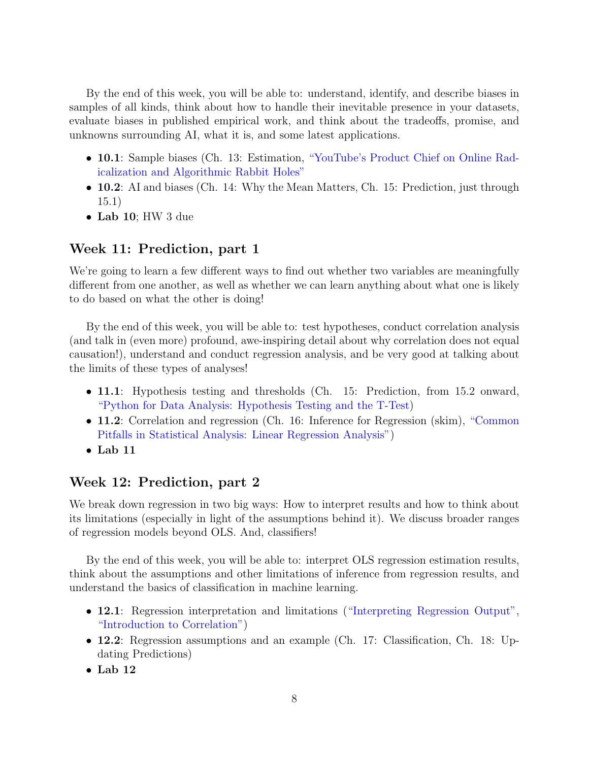By the end of this week, you will be able to: understand, identify, and describe biases in samples of all kinds, think about how to handle their inevitable presence in your datasets, evaluate biases in published empirical work, and think about the tradeoffs, promise, and unknowns surrounding AI, what it is, and some latest applications.

- **10.1**: Sample biases (Ch. 13: Estimation, "YouTube's Product Chief on Online Radicalization and Algorithmic Rabbit Holes"
- **10.2**: AI and biases (Ch. 14: Why the Mean Matters, Ch. 15: Prediction, just through 15.1)
- **Lab 10**; HW 3 due

## Week 11: Prediction, part 1

We're going to learn a few different ways to find out whether two variables are meaningfully different from one another, as well as whether we can learn anything about what one is likely to do based on what the other is doing!

By the end of this week, you will be able to: test hypotheses, conduct correlation analysis (and talk in (even more) profound, awe-inspiring detail about why correlation does not equal causation!), understand and conduct regression analysis, and be very good at talking about the limits of these types of analyses!

- **11.1**: Hypothesis testing and thresholds (Ch. 15: Prediction, from 15.2 onward, "Python for Data Analysis: Hypothesis Testing and the T-Test)
- **11.2**: Correlation and regression (Ch. 16: Inference for Regression (skim), "Common Pitfalls in Statistical Analysis: Linear Regression Analysis")
- **Lab 11**

## Week 12: Prediction, part 2

We break down regression in two big ways: How to interpret results and how to think about its limitations (especially in light of the assumptions behind it). We discuss broader ranges of regression models beyond OLS. And, classifiers!

By the end of this week, you will be able to: interpret OLS regression estimation results, think about the assumptions and other limitations of inference from regression results, and understand the basics of classification in machine learning.

- **12.1**: Regression interpretation and limitations ("Interpreting Regression Output", "Introduction to Correlation")
- **12.2**: Regression assumptions and an example (Ch. 17: Classification, Ch. 18: Updating Predictions)
- **Lab 12**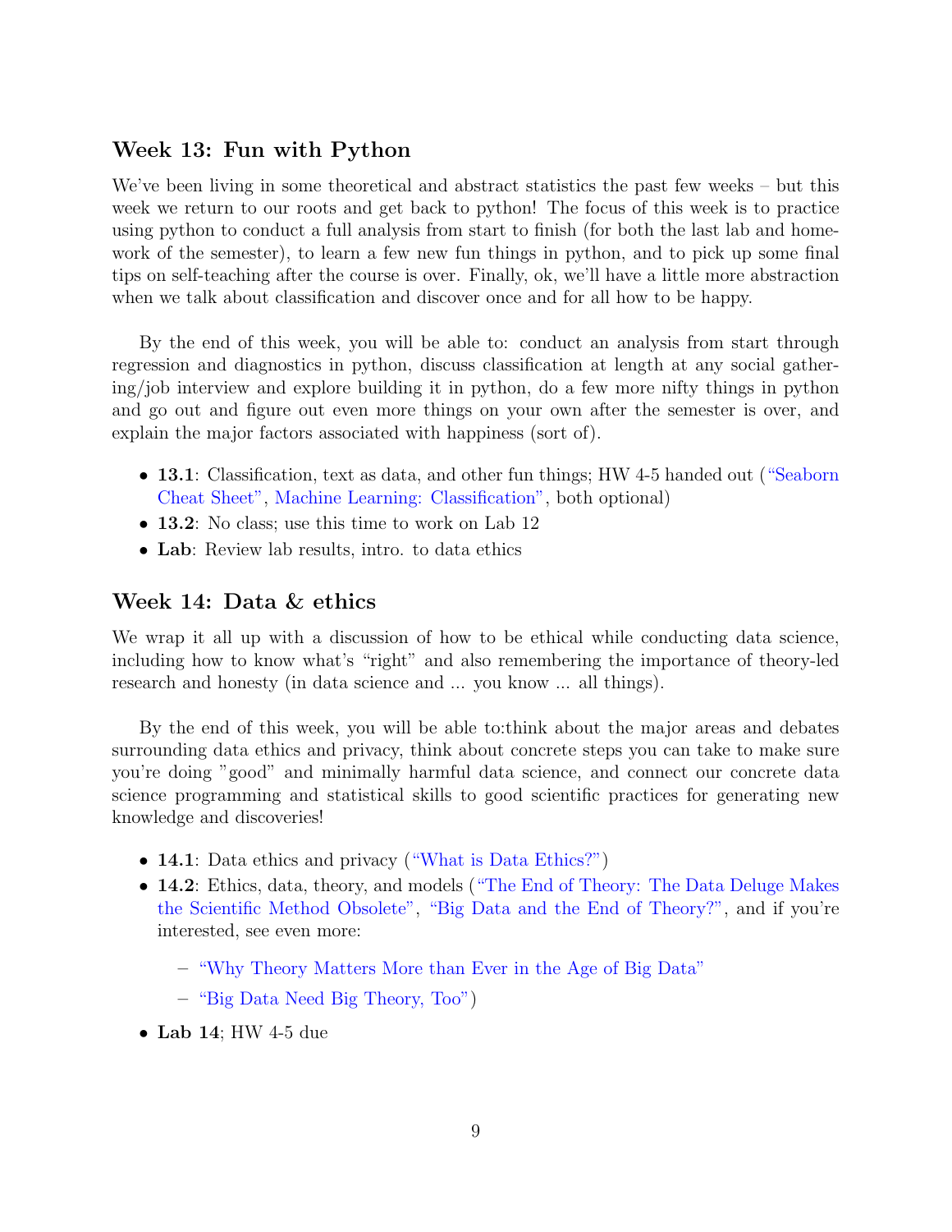## Week 13: Fun with Python

We've been living in some theoretical and abstract statistics the past few weeks – but this week we return to our roots and get back to python! The focus of this week is to practice using python to conduct a full analysis from start to finish (for both the last lab and homework of the semester), to learn a few new fun things in python, and to pick up some final tips on self-teaching after the course is over. Finally, ok, we'll have a little more abstraction when we talk about classification and discover once and for all how to be happy.

By the end of this week, you will be able to: conduct an analysis from start through regression and diagnostics in python, discuss classification at length at any social gathering/job interview and explore building it in python, do a few more nifty things in python and go out and figure out even more things on your own after the semester is over, and explain the major factors associated with happiness (sort of).

- **13.1**: Classification, text as data, and other fun things; HW 4-5 handed out ("Seaborn Cheat Sheet", Machine Learning: Classification", both optional)
- **13.2**: No class; use this time to work on Lab 12
- **Lab**: Review lab results, intro. to data ethics

## Week 14: Data & ethics

We wrap it all up with a discussion of how to be ethical while conducting data science, including how to know what's "right" and also remembering the importance of theory-led research and honesty (in data science and ... you know ... all things).

By the end of this week, you will be able to:think about the major areas and debates surrounding data ethics and privacy, think about concrete steps you can take to make sure you're doing "good" and minimally harmful data science, and connect our concrete data science programming and statistical skills to good scientific practices for generating new knowledge and discoveries!

- **14.1**: Data ethics and privacy ("What is Data Ethics?")
- **14.2**: Ethics, data, theory, and models ("The End of Theory: The Data Deluge Makes the Scientific Method Obsolete", "Big Data and the End of Theory?", and if you're interested, see even more:
  - "Why Theory Matters More than Ever in the Age of Big Data"
  - "Big Data Need Big Theory, Too")
- **Lab 14**; HW 4-5 due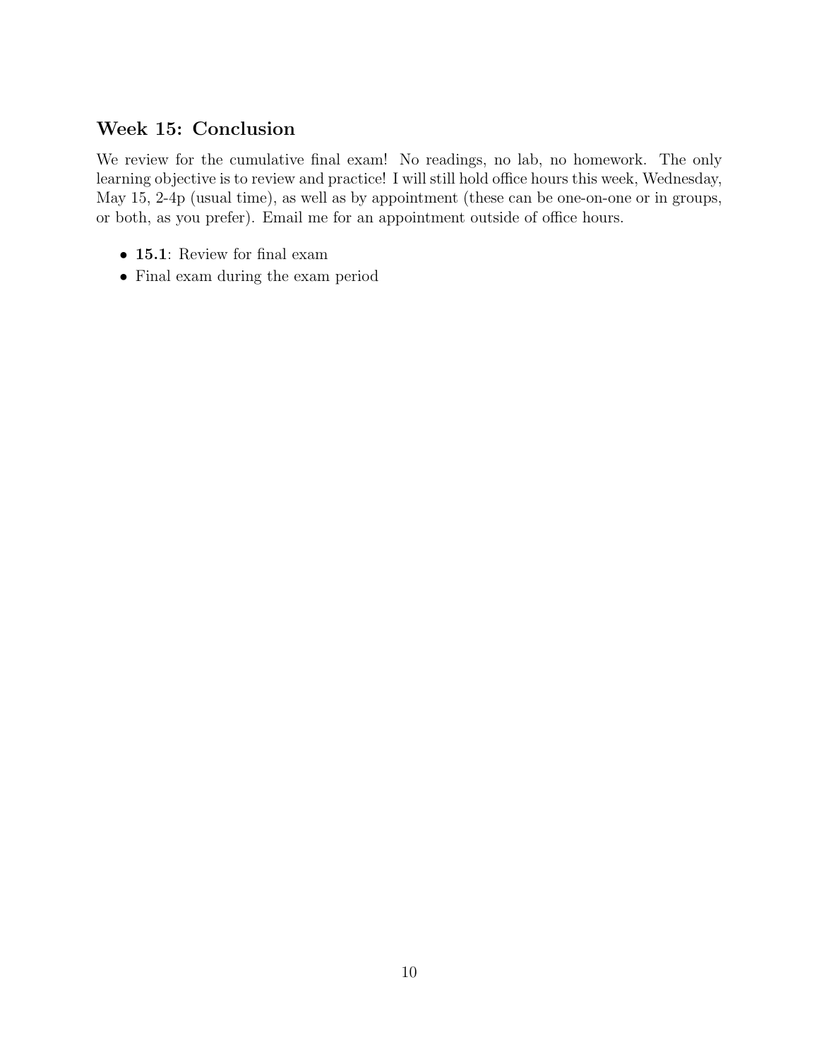## Week 15: Conclusion

We review for the cumulative final exam! No readings, no lab, no homework. The only learning objective is to review and practice! I will still hold office hours this week, Wednesday, May 15, 2-4p (usual time), as well as by appointment (these can be one-on-one or in groups, or both, as you prefer). Email me for an appointment outside of office hours.

- **15.1**: Review for final exam
- Final exam during the exam period